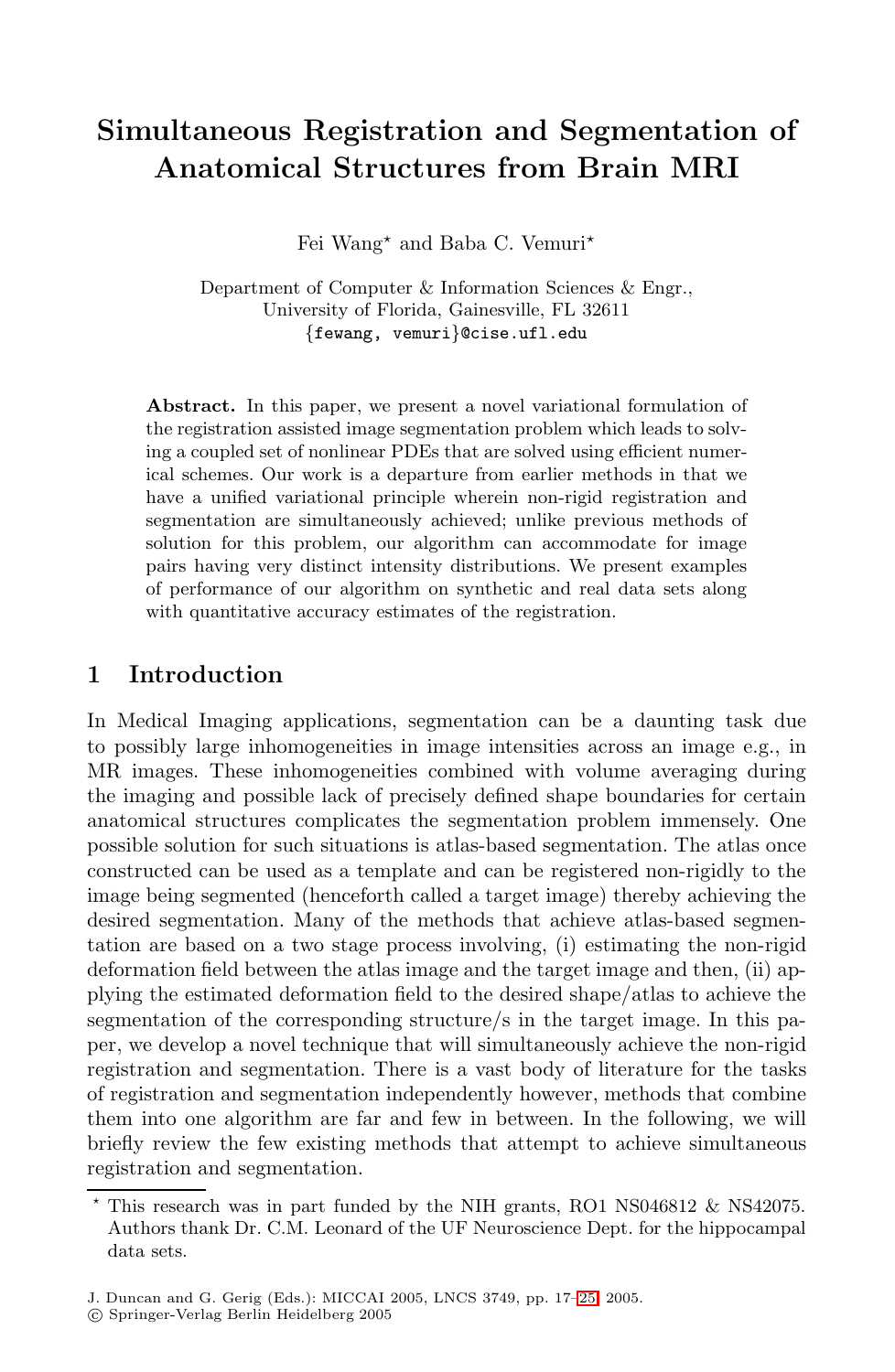# Simultaneous Registration and Segmentation of Anatomical Structures from Brain MRI

Fei Wang* and Baba C. Vemuri*

Department of Computer & Information Sciences & Engr.,
University of Florida, Gainesville, FL 32611
{fewang, vemuri}@cise.ufl.edu

**Abstract.** In this paper, we present a novel variational formulation of the registration assisted image segmentation problem which leads to solving a coupled set of nonlinear PDEs that are solved using efficient numerical schemes. Our work is a departure from earlier methods in that we have a unified variational principle wherein non-rigid registration and segmentation are simultaneously achieved; unlike previous methods of solution for this problem, our algorithm can accommodate for image pairs having very distinct intensity distributions. We present examples of performance of our algorithm on synthetic and real data sets along with quantitative accuracy estimates of the registration.

## 1 Introduction

In Medical Imaging applications, segmentation can be a daunting task due to possibly large inhomogeneities in image intensities across an image e.g., in MR images. These inhomogeneities combined with volume averaging during the imaging and possible lack of precisely defined shape boundaries for certain anatomical structures complicates the segmentation problem immensely. One possible solution for such situations is atlas-based segmentation. The atlas once constructed can be used as a template and can be registered non-rigidly to the image being segmented (henceforth called a target image) thereby achieving the desired segmentation. Many of the methods that achieve atlas-based segmentation are based on a two stage process involving, (i) estimating the non-rigid deformation field between the atlas image and the target image and then, (ii) applying the estimated deformation field to the desired shape/atlas to achieve the segmentation of the corresponding structure/s in the target image. In this paper, we develop a novel technique that will simultaneously achieve the non-rigid registration and segmentation. There is a vast body of literature for the tasks of registration and segmentation independently however, methods that combine them into one algorithm are far and few in between. In the following, we will briefly review the few existing methods that attempt to achieve simultaneous registration and segmentation.

* This research was in part funded by the NIH grants, RO1 NS046812 & NS42075. Authors thank Dr. C.M. Leonard of the UF Neuroscience Dept. for the hippocampal data sets.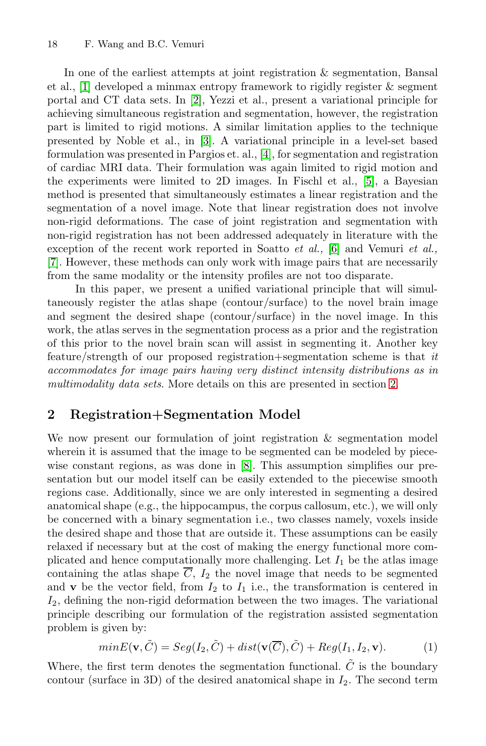In one of the earliest attempts at joint registration & segmentation, Bansal et al., [1] developed a minmax entropy framework to rigidly register & segment portal and CT data sets. In [2], Yezzi et al., present a variational principle for achieving simultaneous registration and segmentation, however, the registration part is limited to rigid motions. A similar limitation applies to the technique presented by Noble et al., in [3]. A variational principle in a level-set based formulation was presented in Pargios et. al., [4], for segmentation and registration of cardiac MRI data. Their formulation was again limited to rigid motion and the experiments were limited to 2D images. In Fischl et al., [5], a Bayesian method is presented that simultaneously estimates a linear registration and the segmentation of a novel image. Note that linear registration does not involve non-rigid deformations. The case of joint registration and segmentation with non-rigid registration has not been addressed adequately in literature with the exception of the recent work reported in Soatto *et al.,* [6] and Vemuri *et al.,* [7]. However, these methods can only work with image pairs that are necessarily from the same modality or the intensity profiles are not too disparate.

In this paper, we present a unified variational principle that will simultaneously register the atlas shape (contour/surface) to the novel brain image and segment the desired shape (contour/surface) in the novel image. In this work, the atlas serves in the segmentation process as a prior and the registration of this prior to the novel brain scan will assist in segmenting it. Another key feature/strength of our proposed registration+segmentation scheme is that *it accommodates for image pairs having very distinct intensity distributions as in multimodality data sets*. More details on this are presented in section 2.

## 2 Registration+Segmentation Model

We now present our formulation of joint registration & segmentation model wherein it is assumed that the image to be segmented can be modeled by piecewise constant regions, as was done in [8]. This assumption simplifies our presentation but our model itself can be easily extended to the piecewise smooth regions case. Additionally, since we are only interested in segmenting a desired anatomical shape (e.g., the hippocampus, the corpus callosum, etc.), we will only be concerned with a binary segmentation i.e., two classes namely, voxels inside the desired shape and those that are outside it. These assumptions can be easily relaxed if necessary but at the cost of making the energy functional more complicated and hence computationally more challenging. Let $I_1$ be the atlas image containing the atlas shape $\overline{C}$, $I_2$ the novel image that needs to be segmented and $\mathbf{v}$ be the vector field, from $I_2$ to $I_1$ i.e., the transformation is centered in $I_2$, defining the non-rigid deformation between the two images. The variational principle describing our formulation of the registration assisted segmentation problem is given by:

$$min E(\mathbf{v}, \tilde{C}) = Seg(I_2, \tilde{C}) + dist(\mathbf{v}(\overline{C}), \tilde{C}) + Reg(I_1, I_2, \mathbf{v}). \tag{1}$$

Where, the first term denotes the segmentation functional. $\tilde{C}$ is the boundary contour (surface in 3D) of the desired anatomical shape in $I_2$. The second term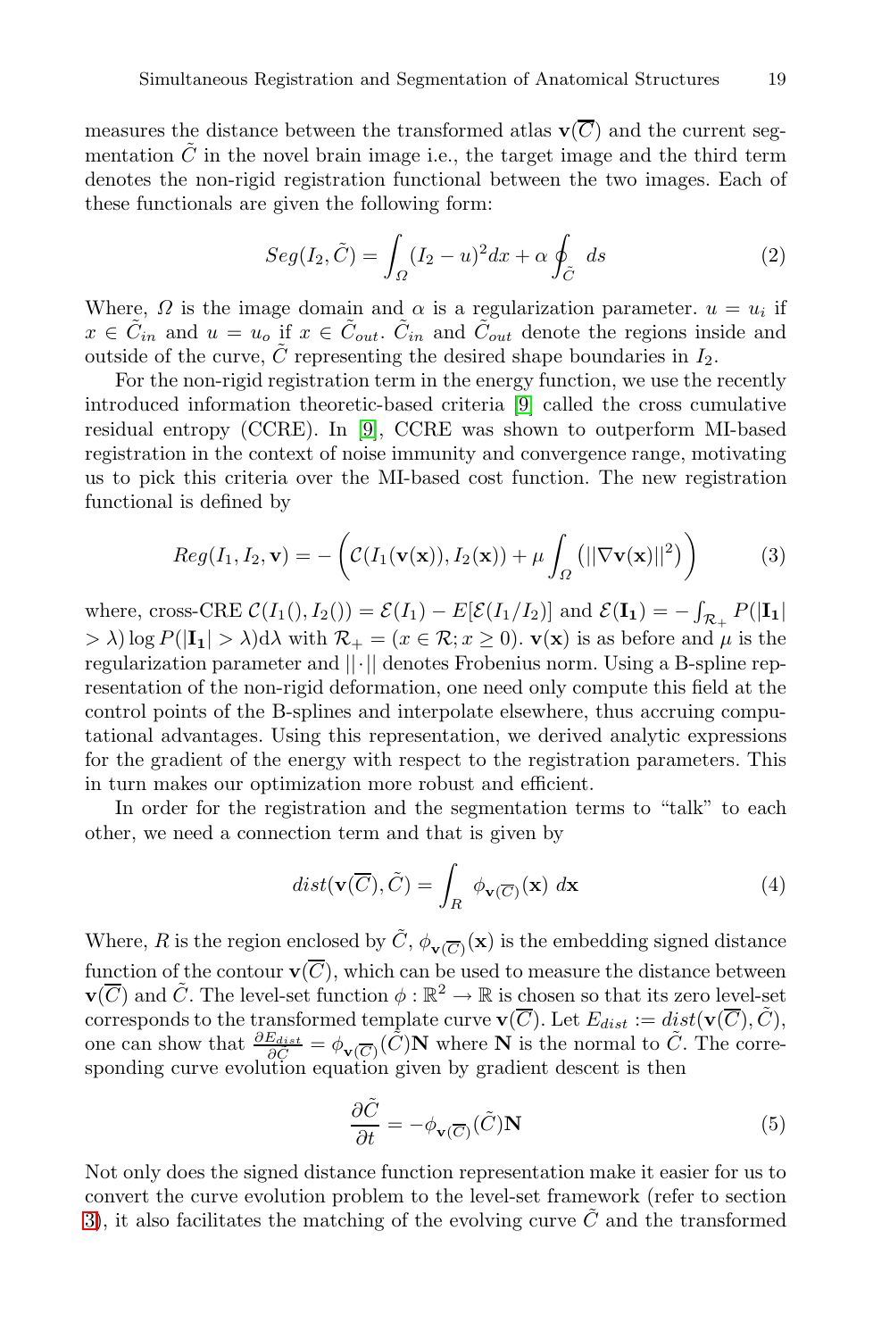measures the distance between the transformed atlas $\mathbf{v}(\overline{C})$ and the current segmentation $\tilde{C}$ in the novel brain image i.e., the target image and the third term denotes the non-rigid registration functional between the two images. Each of these functionals are given the following form:

$$Seg(I_2, \tilde{C}) = \int_{\Omega} (I_2 - u)^2 dx + \alpha \oint_{\tilde{C}} ds \tag{2}$$

Where, $\Omega$ is the image domain and $\alpha$ is a regularization parameter. $u = u_i$ if $x \in \tilde{C}_{in}$ and $u = u_o$ if $x \in \tilde{C}_{out}$. $\tilde{C}_{in}$ and $\tilde{C}_{out}$ denote the regions inside and outside of the curve, $\tilde{C}$ representing the desired shape boundaries in $I_2$.

For the non-rigid registration term in the energy function, we use the recently introduced information theoretic-based criteria [9] called the cross cumulative residual entropy (CCRE). In [9], CCRE was shown to outperform MI-based registration in the context of noise immunity and convergence range, motivating us to pick this criteria over the MI-based cost function. The new registration functional is defined by

$$Reg(I_1, I_2, \mathbf{v}) = -\left(\mathcal{C}(I_1(\mathbf{v}(\mathbf{x})), I_2(\mathbf{x})) + \mu \int_{\Omega} \left(||\nabla \mathbf{v}(\mathbf{x})||^2\right)\right) \tag{3}$$

where, cross-CRE $\mathcal{C}(I_1(), I_2()) = \mathcal{E}(I_1) - E[\mathcal{E}(I_1/I_2)]$ and $\mathcal{E}(\mathbf{I_1}) = -\int_{\mathcal{R}_+} P(|\mathbf{I_1}| > \lambda) \log P(|\mathbf{I_1}| > \lambda) \mathrm{d}\lambda$ with $\mathcal{R}_+ = (x \in \mathcal{R}; x \geq 0)$. $\mathbf{v}(\mathbf{x})$ is as before and $\mu$ is the regularization parameter and $||\cdot||$ denotes Frobenius norm. Using a B-spline representation of the non-rigid deformation, one need only compute this field at the control points of the B-splines and interpolate elsewhere, thus accruing computational advantages. Using this representation, we derived analytic expressions for the gradient of the energy with respect to the registration parameters. This in turn makes our optimization more robust and efficient.

In order for the registration and the segmentation terms to "talk" to each other, we need a connection term and that is given by

$$dist(\mathbf{v}(\overline{C}), \tilde{C}) = \int_R \phi_{\mathbf{v}(\overline{C})}(\mathbf{x}) \, d\mathbf{x} \tag{4}$$

Where, $R$ is the region enclosed by $\tilde{C}$, $\phi_{\mathbf{v}(\overline{C})}(\mathbf{x})$ is the embedding signed distance function of the contour $\mathbf{v}(\overline{C})$, which can be used to measure the distance between $\mathbf{v}(\overline{C})$ and $\tilde{C}$. The level-set function $\phi : \mathbb{R}^2 \to \mathbb{R}$ is chosen so that its zero level-set corresponds to the transformed template curve $\mathbf{v}(\overline{C})$. Let $E_{dist} := dist(\mathbf{v}(\overline{C}), \tilde{C})$, one can show that $\frac{\partial E_{dist}}{\partial \tilde{C}} = \phi_{\mathbf{v}(\overline{C})}(\tilde{C})\mathbf{N}$ where $\mathbf{N}$ is the normal to $\tilde{C}$. The corresponding curve evolution equation given by gradient descent is then

$$\frac{\partial \tilde{C}}{\partial t} = -\phi_{\mathbf{v}(\overline{C})}(\tilde{C})\mathbf{N} \tag{5}$$

Not only does the signed distance function representation make it easier for us to convert the curve evolution problem to the level-set framework (refer to section 3), it also facilitates the matching of the evolving curve $\tilde{C}$ and the transformed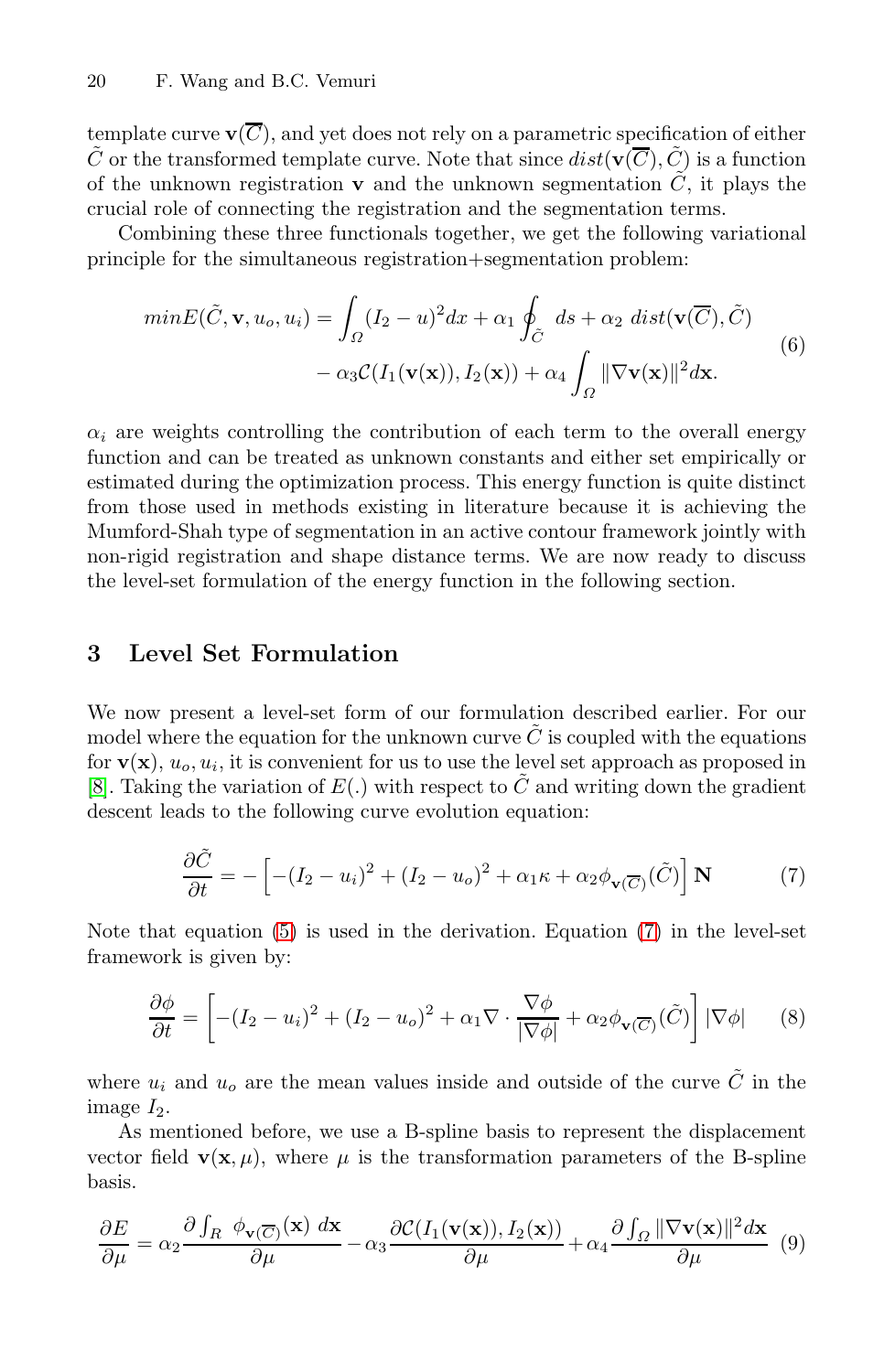template curve $\mathbf{v}(\overline{C})$, and yet does not rely on a parametric specification of either $\tilde{C}$ or the transformed template curve. Note that since $dist(\mathbf{v}(\overline{C}), \tilde{C})$ is a function of the unknown registration $\mathbf{v}$ and the unknown segmentation $\tilde{C}$, it plays the crucial role of connecting the registration and the segmentation terms.

Combining these three functionals together, we get the following variational principle for the simultaneous registration+segmentation problem:

$$
\begin{aligned}
minE(\tilde{C}, \mathbf{v}, u_o, u_i) = \int_{\Omega} (I_2 - u)^2 dx + \alpha_1 \oint_{\tilde{C}} \, ds + \alpha_2 \; dist(\mathbf{v}(\overline{C}), \tilde{C}) \\
- \alpha_3 \mathcal{C}(I_1(\mathbf{v}(\mathbf{x})), I_2(\mathbf{x})) + \alpha_4 \int_{\Omega} \|\nabla \mathbf{v}(\mathbf{x})\|^2 d\mathbf{x}.
\end{aligned}
\tag{6}
$$

$\alpha_i$ are weights controlling the contribution of each term to the overall energy function and can be treated as unknown constants and either set empirically or estimated during the optimization process. This energy function is quite distinct from those used in methods existing in literature because it is achieving the Mumford-Shah type of segmentation in an active contour framework jointly with non-rigid registration and shape distance terms. We are now ready to discuss the level-set formulation of the energy function in the following section.

## 3 Level Set Formulation

We now present a level-set form of our formulation described earlier. For our model where the equation for the unknown curve $\tilde{C}$ is coupled with the equations for $\mathbf{v}(\mathbf{x})$, $u_o, u_i$, it is convenient for us to use the level set approach as proposed in [8]. Taking the variation of $E(.)$ with respect to $\tilde{C}$ and writing down the gradient descent leads to the following curve evolution equation:

$$
\frac{\partial \tilde{C}}{\partial t} = -\left[ -(I_2 - u_i)^2 + (I_2 - u_o)^2 + \alpha_1 \kappa + \alpha_2 \phi_{\mathbf{v}(\overline{C})}(\tilde{C}) \right] \mathbf{N} \tag{7}
$$

Note that equation (5) is used in the derivation. Equation (7) in the level-set framework is given by:

$$
\frac{\partial \phi}{\partial t} = \left[ -(I_2 - u_i)^2 + (I_2 - u_o)^2 + \alpha_1 \nabla \cdot \frac{\nabla \phi}{|\nabla \phi|} + \alpha_2 \phi_{\mathbf{v}(\overline{C})}(\tilde{C}) \right] |\nabla \phi| \tag{8}
$$

where $u_i$ and $u_o$ are the mean values inside and outside of the curve $\tilde{C}$ in the image $I_2$.

As mentioned before, we use a B-spline basis to represent the displacement vector field $\mathbf{v}(\mathbf{x}, \mu)$, where $\mu$ is the transformation parameters of the B-spline basis.

$$
\frac{\partial E}{\partial \mu} = \alpha_2 \frac{\partial \int_R \; \phi_{\mathbf{v}(\overline{C})}(\mathbf{x}) \; d\mathbf{x}}{\partial \mu} - \alpha_3 \frac{\partial \mathcal{C}(I_1(\mathbf{v}(\mathbf{x})), I_2(\mathbf{x}))}{\partial \mu} + \alpha_4 \frac{\partial \int_{\Omega} \|\nabla \mathbf{v}(\mathbf{x})\|^2 d\mathbf{x}}{\partial \mu} \tag{9}
$$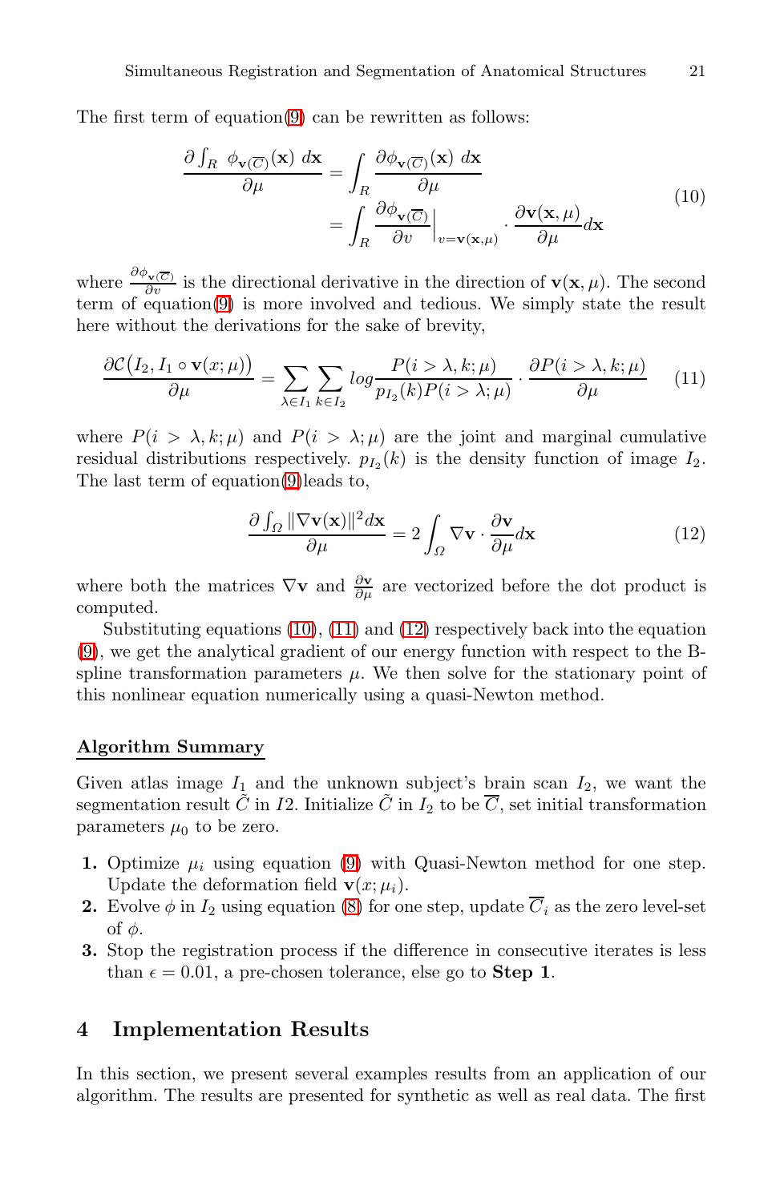The first term of equation(9) can be rewritten as follows:

$$
\begin{aligned}
\frac{\partial \int_R \phi_{\mathbf{v}(\overline{C})}(\mathbf{x})\, d\mathbf{x}}{\partial \mu} &= \int_R \frac{\partial \phi_{\mathbf{v}(\overline{C})}(\mathbf{x})\, d\mathbf{x}}{\partial \mu} \\
&= \int_R \frac{\partial \phi_{\mathbf{v}(\overline{C})}}{\partial v}\Big|_{v=\mathbf{v}(\mathbf{x},\mu)} \cdot \frac{\partial \mathbf{v}(\mathbf{x},\mu)}{\partial \mu} d\mathbf{x}
\end{aligned}
\tag{10}
$$

where $\frac{\partial \phi_{\mathbf{v}(\overline{C})}}{\partial v}$ is the directional derivative in the direction of $\mathbf{v}(\mathbf{x},\mu)$. The second term of equation(9) is more involved and tedious. We simply state the result here without the derivations for the sake of brevity,

$$
\frac{\partial \mathcal{C}\big(I_2, I_1 \circ \mathbf{v}(x;\mu)\big)}{\partial \mu} = \sum_{\lambda \in I_1} \sum_{k \in I_2} log \frac{P(i > \lambda, k; \mu)}{p_{I_2}(k) P(i > \lambda; \mu)} \cdot \frac{\partial P(i > \lambda, k; \mu)}{\partial \mu} \tag{11}
$$

where $P(i > \lambda, k; \mu)$ and $P(i > \lambda; \mu)$ are the joint and marginal cumulative residual distributions respectively. $p_{I_2}(k)$ is the density function of image $I_2$. The last term of equation(9)leads to,

$$
\frac{\partial \int_\Omega \|\nabla \mathbf{v}(\mathbf{x})\|^2 d\mathbf{x}}{\partial \mu} = 2 \int_\Omega \nabla \mathbf{v} \cdot \frac{\partial \mathbf{v}}{\partial \mu} d\mathbf{x} \tag{12}
$$

where both the matrices $\nabla \mathbf{v}$ and $\frac{\partial \mathbf{v}}{\partial \mu}$ are vectorized before the dot product is computed.

Substituting equations (10), (11) and (12) respectively back into the equation (9), we get the analytical gradient of our energy function with respect to the B-spline transformation parameters $\mu$. We then solve for the stationary point of this nonlinear equation numerically using a quasi-Newton method.

**Algorithm Summary**

Given atlas image $I_1$ and the unknown subject's brain scan $I_2$, we want the segmentation result $\tilde{C}$ in $I2$. Initialize $\tilde{C}$ in $I_2$ to be $\overline{C}$, set initial transformation parameters $\mu_0$ to be zero.

1. Optimize $\mu_i$ using equation (9) with Quasi-Newton method for one step. Update the deformation field $\mathbf{v}(x;\mu_i)$.
2. Evolve $\phi$ in $I_2$ using equation (8) for one step, update $\overline{C}_i$ as the zero level-set of $\phi$.
3. Stop the registration process if the difference in consecutive iterates is less than $\epsilon = 0.01$, a pre-chosen tolerance, else go to **Step 1**.

## 4 Implementation Results

In this section, we present several examples results from an application of our algorithm. The results are presented for synthetic as well as real data. The first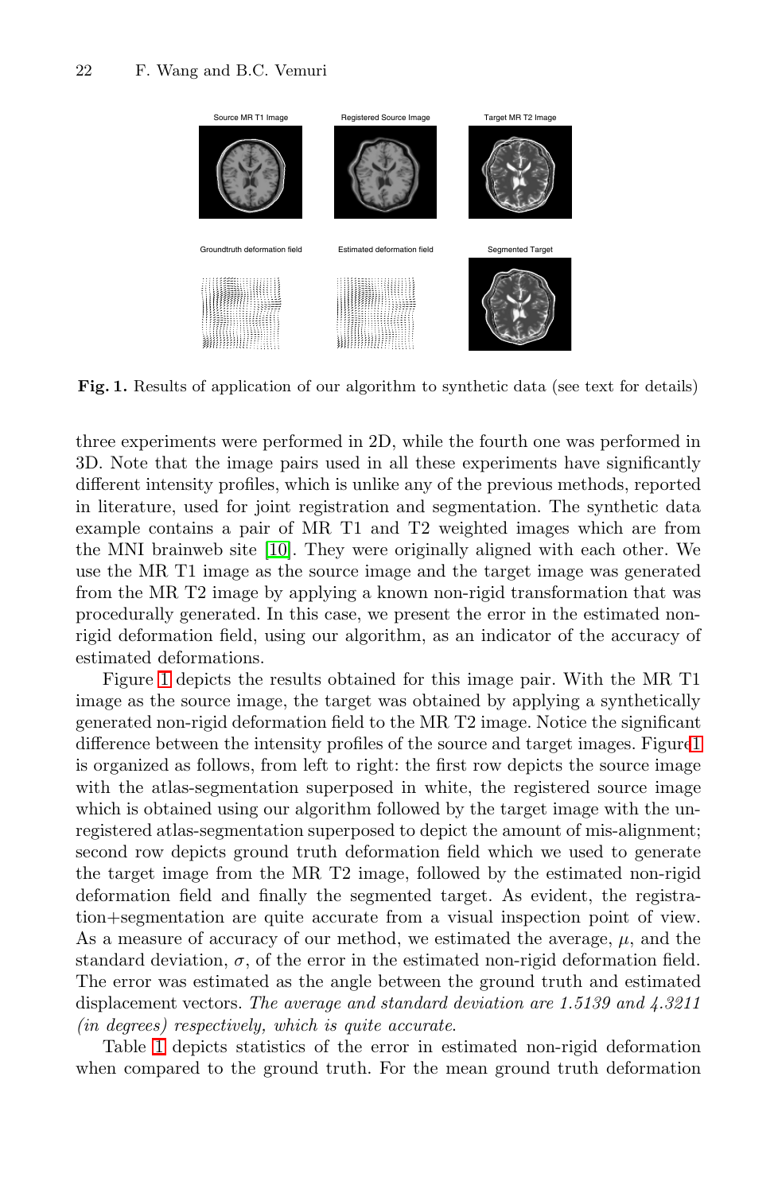Source MR T1 Image

Registered Source Image

Target MR T2 Image

Groundtruth deformation field

Estimated deformation field

Segmented Target

**Fig. 1.** Results of application of our algorithm to synthetic data (see text for details)

three experiments were performed in 2D, while the fourth one was performed in 3D. Note that the image pairs used in all these experiments have significantly different intensity profiles, which is unlike any of the previous methods, reported in literature, used for joint registration and segmentation. The synthetic data example contains a pair of MR T1 and T2 weighted images which are from the MNI brainweb site [10]. They were originally aligned with each other. We use the MR T1 image as the source image and the target image was generated from the MR T2 image by applying a known non-rigid transformation that was procedurally generated. In this case, we present the error in the estimated non-rigid deformation field, using our algorithm, as an indicator of the accuracy of estimated deformations.

Figure 1 depicts the results obtained for this image pair. With the MR T1 image as the source image, the target was obtained by applying a synthetically generated non-rigid deformation field to the MR T2 image. Notice the significant difference between the intensity profiles of the source and target images. Figure 1 is organized as follows, from left to right: the first row depicts the source image with the atlas-segmentation superposed in white, the registered source image which is obtained using our algorithm followed by the target image with the unregistered atlas-segmentation superposed to depict the amount of mis-alignment; second row depicts ground truth deformation field which we used to generate the target image from the MR T2 image, followed by the estimated non-rigid deformation field and finally the segmented target. As evident, the registration+segmentation are quite accurate from a visual inspection point of view. As a measure of accuracy of our method, we estimated the average, $\mu$, and the standard deviation, $\sigma$, of the error in the estimated non-rigid deformation field. The error was estimated as the angle between the ground truth and estimated displacement vectors. *The average and standard deviation are 1.5139 and 4.3211 (in degrees) respectively, which is quite accurate.*

Table 1 depicts statistics of the error in estimated non-rigid deformation when compared to the ground truth. For the mean ground truth deformation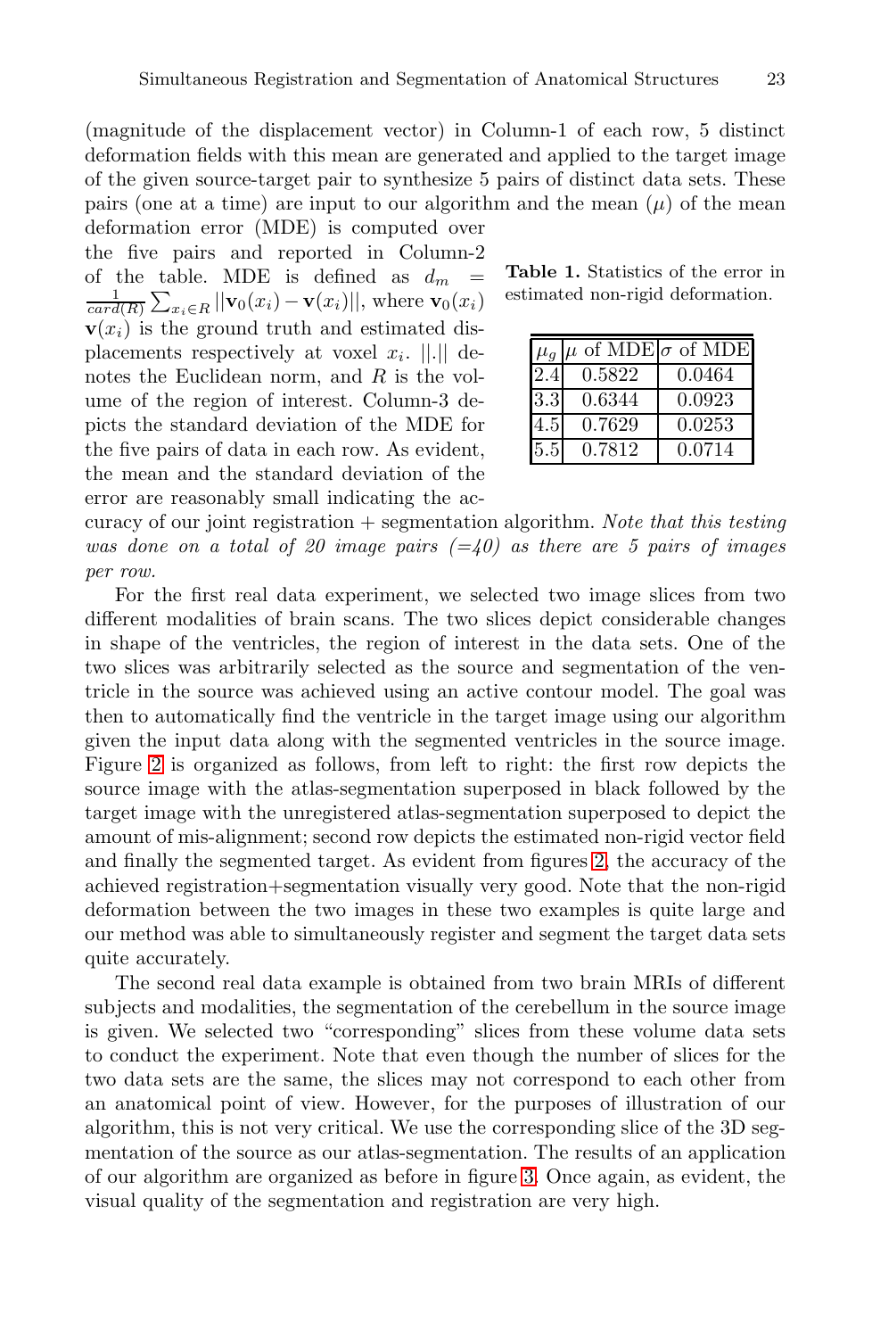(magnitude of the displacement vector) in Column-1 of each row, 5 distinct deformation fields with this mean are generated and applied to the target image of the given source-target pair to synthesize 5 pairs of distinct data sets. These pairs (one at a time) are input to our algorithm and the mean ($\mu$) of the mean deformation error (MDE) is computed over the five pairs and reported in Column-2 of the table. MDE is defined as $d_m = \frac{1}{card(R)} \sum_{x_i \in R} ||\mathbf{v}_0(x_i) - \mathbf{v}(x_i)||$, where $\mathbf{v}_0(x_i)$ $\mathbf{v}(x_i)$ is the ground truth and estimated displacements respectively at voxel $x_i$. $||.||$ denotes the Euclidean norm, and $R$ is the volume of the region of interest. Column-3 depicts the standard deviation of the MDE for the five pairs of data in each row. As evident, the mean and the standard deviation of the error are reasonably small indicating the accuracy of our joint registration + segmentation algorithm. *Note that this testing was done on a total of 20 image pairs (=40) as there are 5 pairs of images per row.*

**Table 1.** Statistics of the error in estimated non-rigid deformation.

| $\mu_g$ | $\mu$ of MDE | $\sigma$ of MDE |
|---|---|---|
| 2.4 | 0.5822 | 0.0464 |
| 3.3 | 0.6344 | 0.0923 |
| 4.5 | 0.7629 | 0.0253 |
| 5.5 | 0.7812 | 0.0714 |

For the first real data experiment, we selected two image slices from two different modalities of brain scans. The two slices depict considerable changes in shape of the ventricles, the region of interest in the data sets. One of the two slices was arbitrarily selected as the source and segmentation of the ventricle in the source was achieved using an active contour model. The goal was then to automatically find the ventricle in the target image using our algorithm given the input data along with the segmented ventricles in the source image. Figure 2 is organized as follows, from left to right: the first row depicts the source image with the atlas-segmentation superposed in black followed by the target image with the unregistered atlas-segmentation superposed to depict the amount of mis-alignment; second row depicts the estimated non-rigid vector field and finally the segmented target. As evident from figures 2, the accuracy of the achieved registration+segmentation visually very good. Note that the non-rigid deformation between the two images in these two examples is quite large and our method was able to simultaneously register and segment the target data sets quite accurately.

The second real data example is obtained from two brain MRIs of different subjects and modalities, the segmentation of the cerebellum in the source image is given. We selected two "corresponding" slices from these volume data sets to conduct the experiment. Note that even though the number of slices for the two data sets are the same, the slices may not correspond to each other from an anatomical point of view. However, for the purposes of illustration of our algorithm, this is not very critical. We use the corresponding slice of the 3D segmentation of the source as our atlas-segmentation. The results of an application of our algorithm are organized as before in figure 3. Once again, as evident, the visual quality of the segmentation and registration are very high.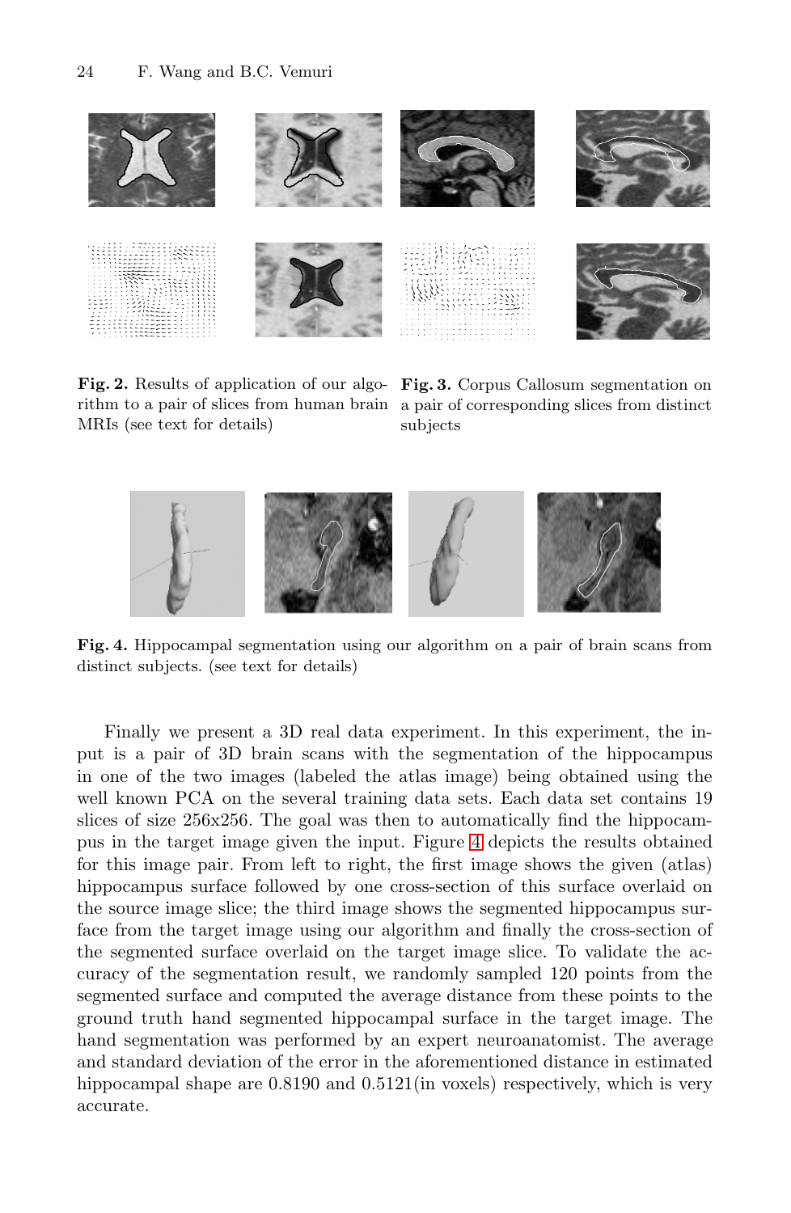**Fig. 2.** Results of application of our algorithm to a pair of slices from human brain MRIs (see text for details)

**Fig. 3.** Corpus Callosum segmentation on a pair of corresponding slices from distinct subjects

**Fig. 4.** Hippocampal segmentation using our algorithm on a pair of brain scans from distinct subjects. (see text for details)

Finally we present a 3D real data experiment. In this experiment, the input is a pair of 3D brain scans with the segmentation of the hippocampus in one of the two images (labeled the atlas image) being obtained using the well known PCA on the several training data sets. Each data set contains 19 slices of size 256x256. The goal was then to automatically find the hippocampus in the target image given the input. Figure 4 depicts the results obtained for this image pair. From left to right, the first image shows the given (atlas) hippocampus surface followed by one cross-section of this surface overlaid on the source image slice; the third image shows the segmented hippocampus surface from the target image using our algorithm and finally the cross-section of the segmented surface overlaid on the target image slice. To validate the accuracy of the segmentation result, we randomly sampled 120 points from the segmented surface and computed the average distance from these points to the ground truth hand segmented hippocampal surface in the target image. The hand segmentation was performed by an expert neuroanatomist. The average and standard deviation of the error in the aforementioned distance in estimated hippocampal shape are 0.8190 and 0.5121(in voxels) respectively, which is very accurate.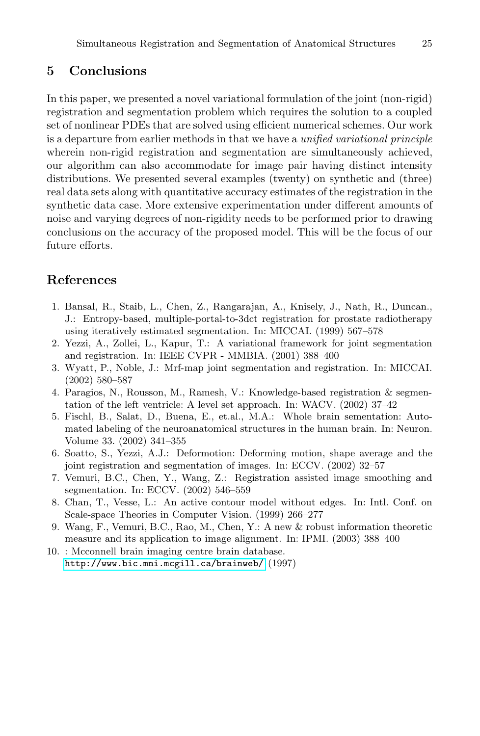## 5 Conclusions

In this paper, we presented a novel variational formulation of the joint (non-rigid) registration and segmentation problem which requires the solution to a coupled set of nonlinear PDEs that are solved using efficient numerical schemes. Our work is a departure from earlier methods in that we have a *unified variational principle* wherein non-rigid registration and segmentation are simultaneously achieved, our algorithm can also accommodate for image pair having distinct intensity distributions. We presented several examples (twenty) on synthetic and (three) real data sets along with quantitative accuracy estimates of the registration in the synthetic data case. More extensive experimentation under different amounts of noise and varying degrees of non-rigidity needs to be performed prior to drawing conclusions on the accuracy of the proposed model. This will be the focus of our future efforts.

## References

1. Bansal, R., Staib, L., Chen, Z., Rangarajan, A., Knisely, J., Nath, R., Duncan., J.: Entropy-based, multiple-portal-to-3dct registration for prostate radiotherapy using iteratively estimated segmentation. In: MICCAI. (1999) 567–578
2. Yezzi, A., Zollei, L., Kapur, T.: A variational framework for joint segmentation and registration. In: IEEE CVPR - MMBIA. (2001) 388–400
3. Wyatt, P., Noble, J.: Mrf-map joint segmentation and registration. In: MICCAI. (2002) 580–587
4. Paragios, N., Rousson, M., Ramesh, V.: Knowledge-based registration & segmentation of the left ventricle: A level set approach. In: WACV. (2002) 37–42
5. Fischl, B., Salat, D., Buena, E., et.al., M.A.: Whole brain sementation: Automated labeling of the neuroanatomical structures in the human brain. In: Neuron. Volume 33. (2002) 341–355
6. Soatto, S., Yezzi, A.J.: Deformotion: Deforming motion, shape average and the joint registration and segmentation of images. In: ECCV. (2002) 32–57
7. Vemuri, B.C., Chen, Y., Wang, Z.: Registration assisted image smoothing and segmentation. In: ECCV. (2002) 546–559
8. Chan, T., Vesse, L.: An active contour model without edges. In: Intl. Conf. on Scale-space Theories in Computer Vision. (1999) 266–277
9. Wang, F., Vemuri, B.C., Rao, M., Chen, Y.: A new & robust information theoretic measure and its application to image alignment. In: IPMI. (2003) 388–400
10. : Mcconnell brain imaging centre brain database. http://www.bic.mni.mcgill.ca/brainweb/ (1997)